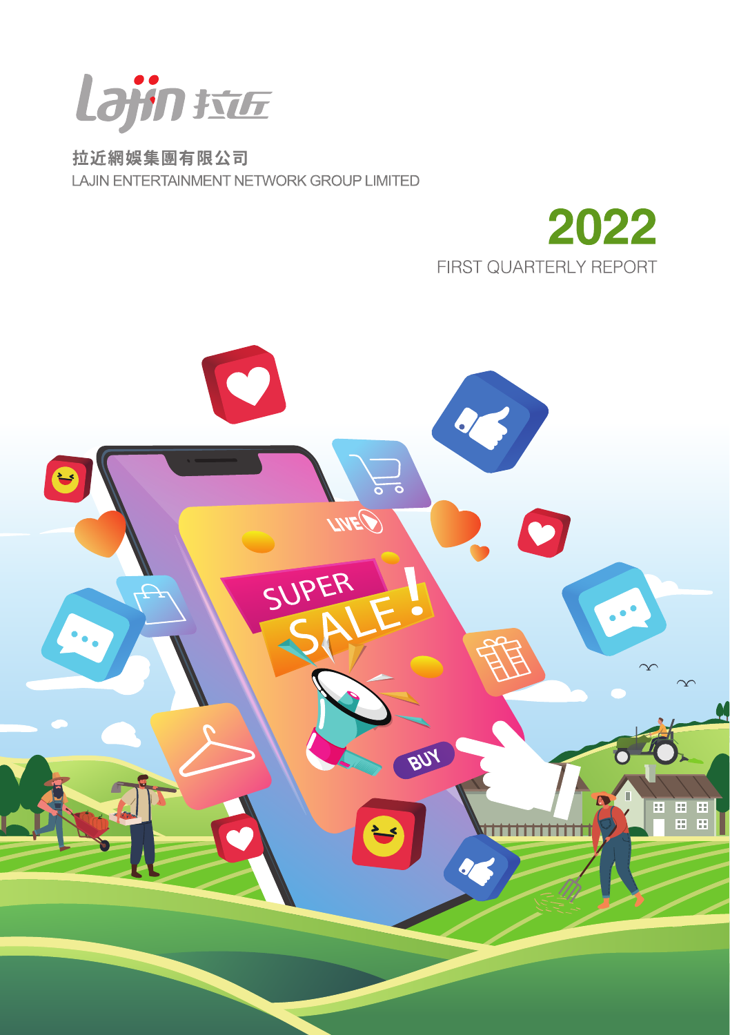拉近網娛集團有限公司

LAJIN ENTERTAINMENT NETWORK GROUP LIMITED

# 2022

FIRST QUARTERLY REPORT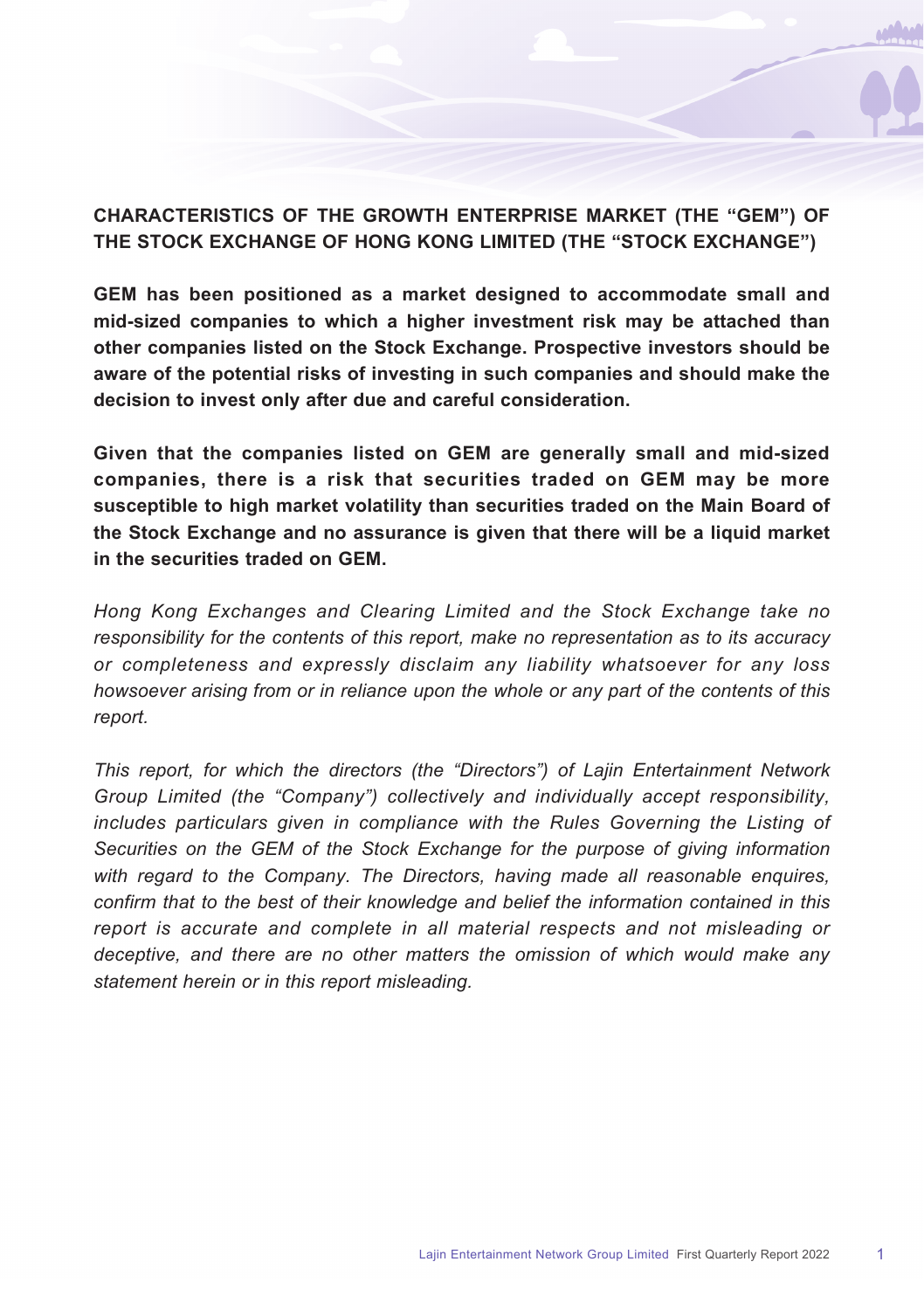## CHARACTERISTICS OF THE GROWTH ENTERPRISE MARKET (THE "GEM") OF THE STOCK EXCHANGE OF HONG KONG LIMITED (THE "STOCK EXCHANGE")

**GEM has been positioned as a market designed to accommodate small and mid-sized companies to which a higher investment risk may be attached than other companies listed on the Stock Exchange. Prospective investors should be aware of the potential risks of investing in such companies and should make the decision to invest only after due and careful consideration.**

**Given that the companies listed on GEM are generally small and mid-sized companies, there is a risk that securities traded on GEM may be more susceptible to high market volatility than securities traded on the Main Board of the Stock Exchange and no assurance is given that there will be a liquid market in the securities traded on GEM.**

*Hong Kong Exchanges and Clearing Limited and the Stock Exchange take no responsibility for the contents of this report, make no representation as to its accuracy or completeness and expressly disclaim any liability whatsoever for any loss howsoever arising from or in reliance upon the whole or any part of the contents of this report.*

*This report, for which the directors (the "Directors") of Lajin Entertainment Network Group Limited (the "Company") collectively and individually accept responsibility, includes particulars given in compliance with the Rules Governing the Listing of Securities on the GEM of the Stock Exchange for the purpose of giving information with regard to the Company. The Directors, having made all reasonable enquires, confirm that to the best of their knowledge and belief the information contained in this report is accurate and complete in all material respects and not misleading or deceptive, and there are no other matters the omission of which would make any statement herein or in this report misleading.*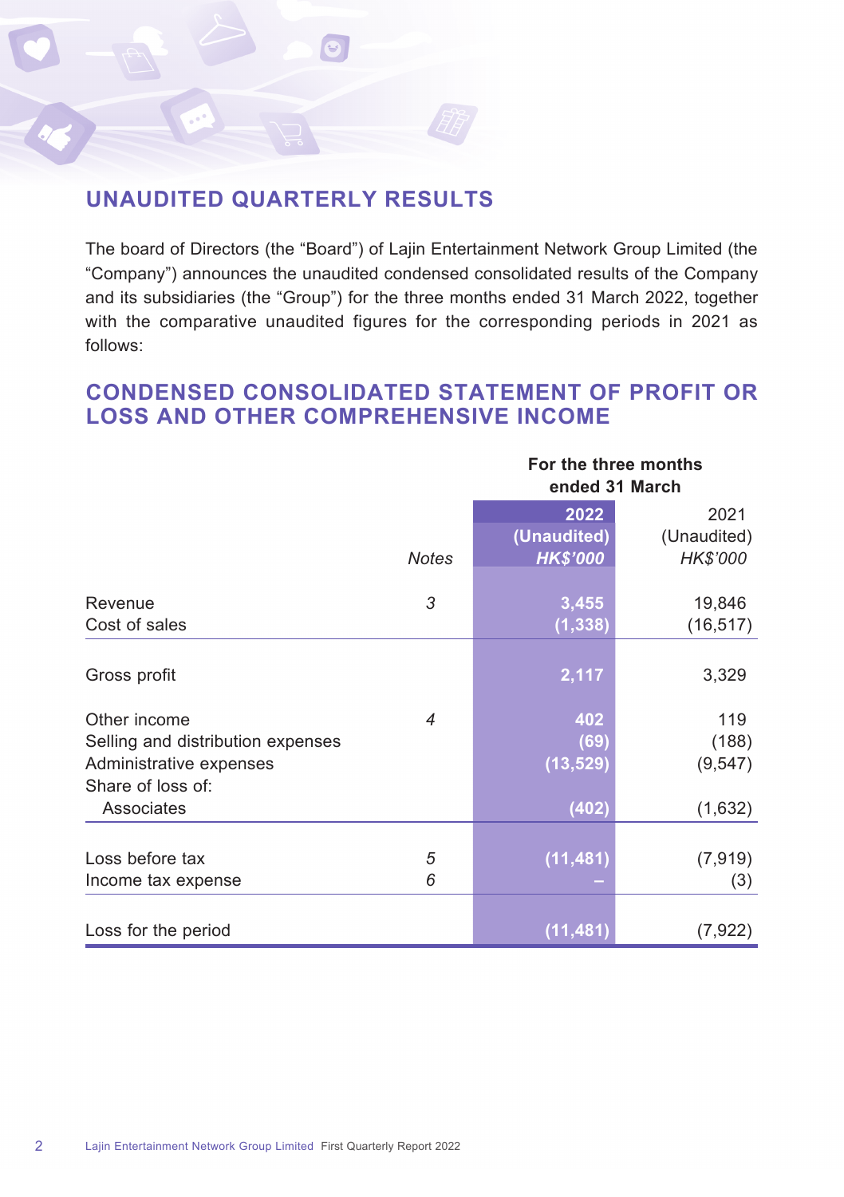## UNAUDITED QUARTERLY RESULTS

The board of Directors (the "Board") of Lajin Entertainment Network Group Limited (the "Company") announces the unaudited condensed consolidated results of the Company and its subsidiaries (the "Group") for the three months ended 31 March 2022, together with the comparative unaudited figures for the corresponding periods in 2021 as follows:

## CONDENSED CONSOLIDATED STATEMENT OF PROFIT OR LOSS AND OTHER COMPREHENSIVE INCOME

| | | For the three months ended 31 March | |
|---|---|---|---|
| | *Notes* | **2022 (Unaudited) *HK$'000*** | 2021 (Unaudited) *HK$'000* |
| Revenue | 3 | **3,455** | 19,846 |
| Cost of sales | | **(1,338)** | (16,517) |
| Gross profit | | **2,117** | 3,329 |
| Other income | 4 | **402** | 119 |
| Selling and distribution expenses | | **(69)** | (188) |
| Administrative expenses | | **(13,529)** | (9,547) |
| Share of loss of: | | | |
| Associates | | **(402)** | (1,632) |
| Loss before tax | 5 | **(11,481)** | (7,919) |
| Income tax expense | 6 | **–** | (3) |
| Loss for the period | | **(11,481)** | (7,922) |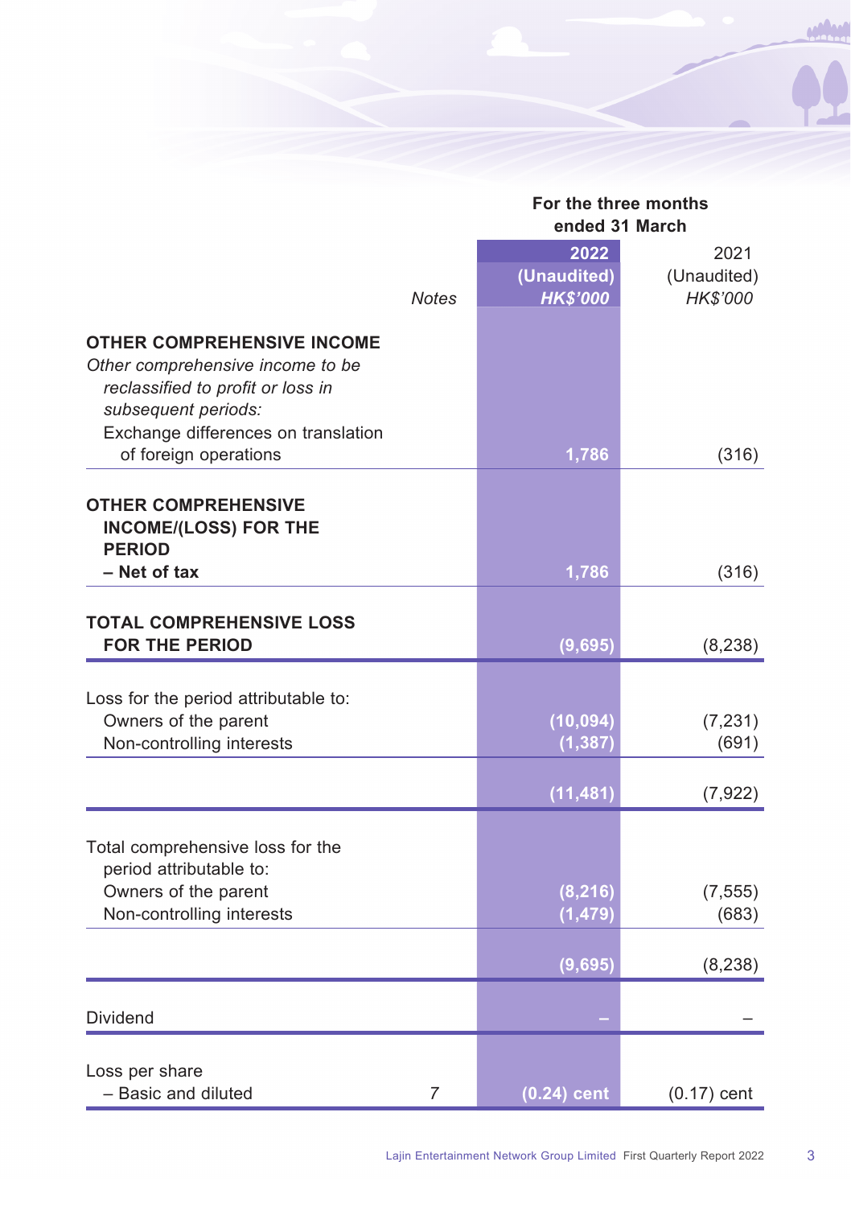| | Notes | For the three months ended 31 March | |
|---|---|---|---|
| | | **2022** | 2021 |
| | | **(Unaudited)** | (Unaudited) |
| | | ***HK$'000*** | *HK$'000* |
| **OTHER COMPREHENSIVE INCOME** | | | |
| *Other comprehensive income to be reclassified to profit or loss in subsequent periods:* | | | |
| Exchange differences on translation of foreign operations | | **1,786** | (316) |
| **OTHER COMPREHENSIVE INCOME/(LOSS) FOR THE PERIOD – Net of tax** | | **1,786** | (316) |
| **TOTAL COMPREHENSIVE LOSS FOR THE PERIOD** | | **(9,695)** | (8,238) |
| Loss for the period attributable to: | | | |
| Owners of the parent | | **(10,094)** | (7,231) |
| Non-controlling interests | | **(1,387)** | (691) |
| | | **(11,481)** | (7,922) |
| Total comprehensive loss for the period attributable to: | | | |
| Owners of the parent | | **(8,216)** | (7,555) |
| Non-controlling interests | | **(1,479)** | (683) |
| | | **(9,695)** | (8,238) |
| Dividend | | **–** | – |
| Loss per share | | | |
| – Basic and diluted | 7 | **(0.24) cent** | (0.17) cent |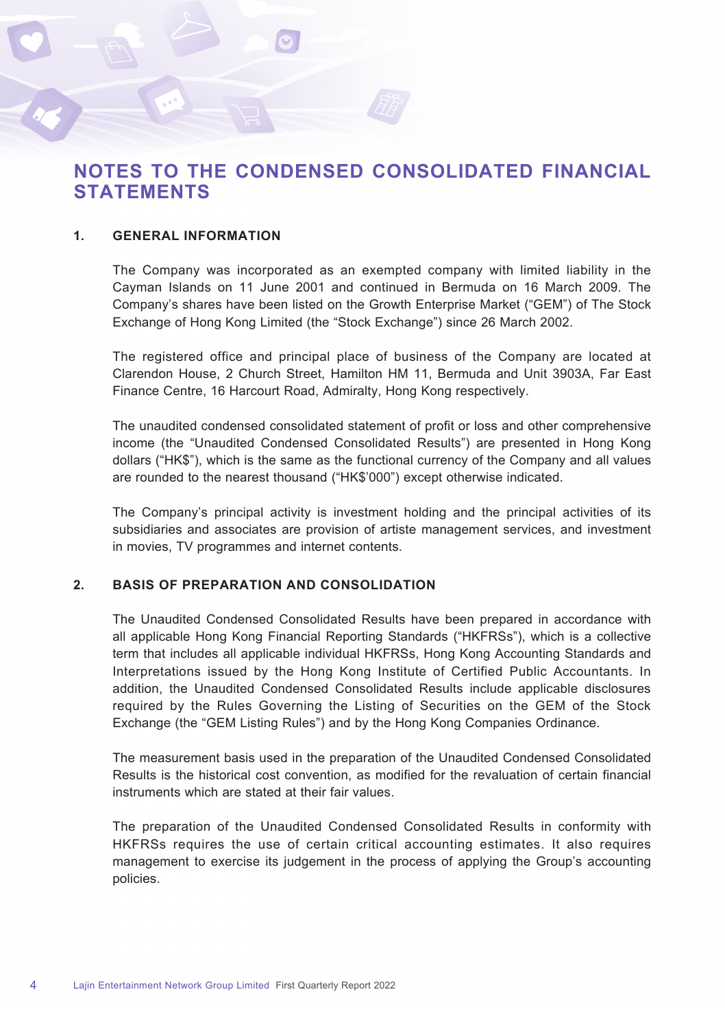# NOTES TO THE CONDENSED CONSOLIDATED FINANCIAL STATEMENTS

## 1. GENERAL INFORMATION

The Company was incorporated as an exempted company with limited liability in the Cayman Islands on 11 June 2001 and continued in Bermuda on 16 March 2009. The Company's shares have been listed on the Growth Enterprise Market ("GEM") of The Stock Exchange of Hong Kong Limited (the "Stock Exchange") since 26 March 2002.

The registered office and principal place of business of the Company are located at Clarendon House, 2 Church Street, Hamilton HM 11, Bermuda and Unit 3903A, Far East Finance Centre, 16 Harcourt Road, Admiralty, Hong Kong respectively.

The unaudited condensed consolidated statement of profit or loss and other comprehensive income (the "Unaudited Condensed Consolidated Results") are presented in Hong Kong dollars ("HK$"), which is the same as the functional currency of the Company and all values are rounded to the nearest thousand ("HK$'000") except otherwise indicated.

The Company's principal activity is investment holding and the principal activities of its subsidiaries and associates are provision of artiste management services, and investment in movies, TV programmes and internet contents.

## 2. BASIS OF PREPARATION AND CONSOLIDATION

The Unaudited Condensed Consolidated Results have been prepared in accordance with all applicable Hong Kong Financial Reporting Standards ("HKFRSs"), which is a collective term that includes all applicable individual HKFRSs, Hong Kong Accounting Standards and Interpretations issued by the Hong Kong Institute of Certified Public Accountants. In addition, the Unaudited Condensed Consolidated Results include applicable disclosures required by the Rules Governing the Listing of Securities on the GEM of the Stock Exchange (the "GEM Listing Rules") and by the Hong Kong Companies Ordinance.

The measurement basis used in the preparation of the Unaudited Condensed Consolidated Results is the historical cost convention, as modified for the revaluation of certain financial instruments which are stated at their fair values.

The preparation of the Unaudited Condensed Consolidated Results in conformity with HKFRSs requires the use of certain critical accounting estimates. It also requires management to exercise its judgement in the process of applying the Group's accounting policies.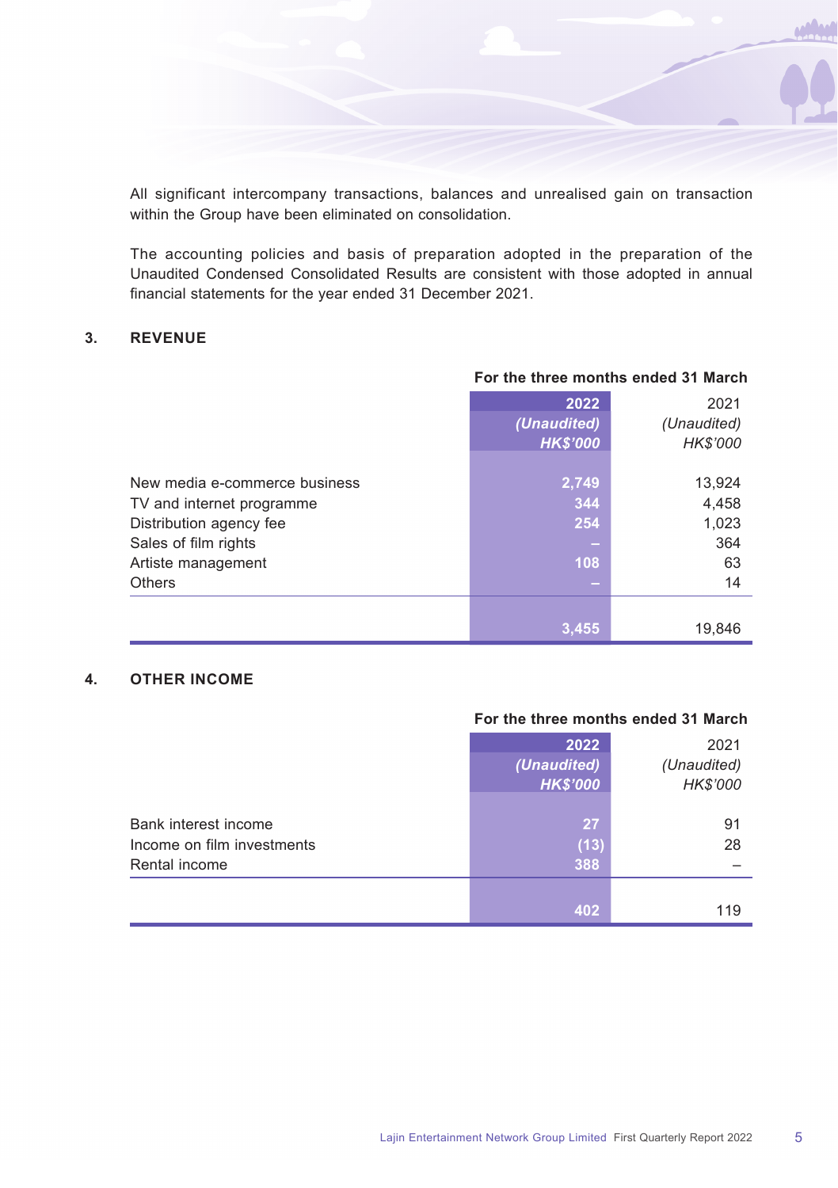All significant intercompany transactions, balances and unrealised gain on transaction within the Group have been eliminated on consolidation.

The accounting policies and basis of preparation adopted in the preparation of the Unaudited Condensed Consolidated Results are consistent with those adopted in annual financial statements for the year ended 31 December 2021.

## 3. REVENUE

| | For the three months ended 31 March | |
|---|---|---|
| | **2022** | 2021 |
| | ***(Unaudited)*** | *(Unaudited)* |
| | ***HK$'000*** | *HK$'000* |
| New media e-commerce business | **2,749** | 13,924 |
| TV and internet programme | **344** | 4,458 |
| Distribution agency fee | **254** | 1,023 |
| Sales of film rights | **–** | 364 |
| Artiste management | **108** | 63 |
| Others | **–** | 14 |
| | **3,455** | 19,846 |

## 4. OTHER INCOME

| | For the three months ended 31 March | |
|---|---|---|
| | **2022** | 2021 |
| | ***(Unaudited)*** | *(Unaudited)* |
| | ***HK$'000*** | *HK$'000* |
| Bank interest income | **27** | 91 |
| Income on film investments | **(13)** | 28 |
| Rental income | **388** | – |
| | **402** | 119 |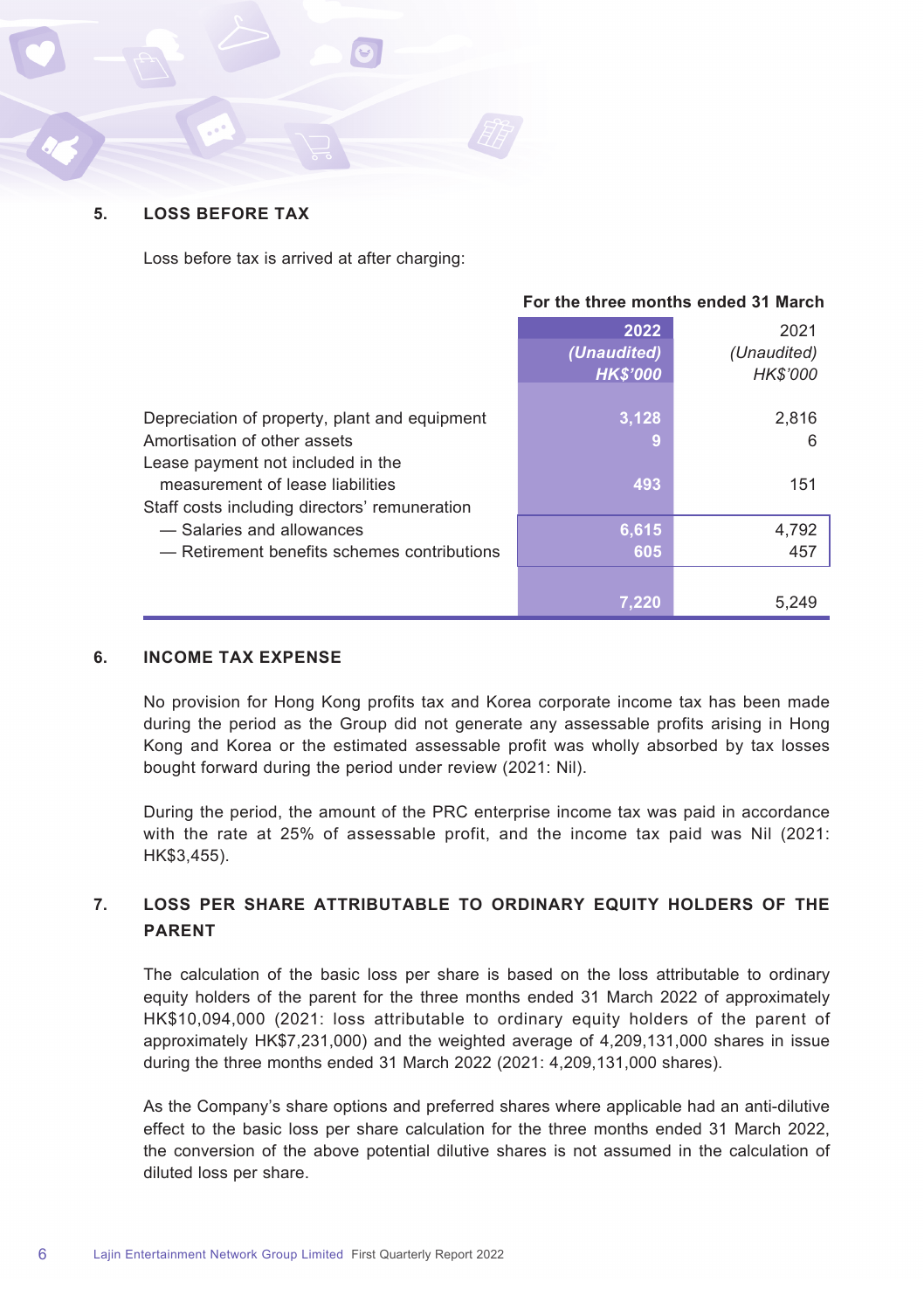## 5. LOSS BEFORE TAX

Loss before tax is arrived at after charging:

| | For the three months ended 31 March | |
|---|---|---|
| | **2022** | 2021 |
| | ***(Unaudited)*** | *(Unaudited)* |
| | ***HK$'000*** | *HK$'000* |
| Depreciation of property, plant and equipment | **3,128** | 2,816 |
| Amortisation of other assets | **9** | 6 |
| Lease payment not included in the measurement of lease liabilities | **493** | 151 |
| Staff costs including directors' remuneration | | |
| — Salaries and allowances | **6,615** | 4,792 |
| — Retirement benefits schemes contributions | **605** | 457 |
| | **7,220** | 5,249 |

## 6. INCOME TAX EXPENSE

No provision for Hong Kong profits tax and Korea corporate income tax has been made during the period as the Group did not generate any assessable profits arising in Hong Kong and Korea or the estimated assessable profit was wholly absorbed by tax losses bought forward during the period under review (2021: Nil).

During the period, the amount of the PRC enterprise income tax was paid in accordance with the rate at 25% of assessable profit, and the income tax paid was Nil (2021: HK$3,455).

## 7. LOSS PER SHARE ATTRIBUTABLE TO ORDINARY EQUITY HOLDERS OF THE PARENT

The calculation of the basic loss per share is based on the loss attributable to ordinary equity holders of the parent for the three months ended 31 March 2022 of approximately HK$10,094,000 (2021: loss attributable to ordinary equity holders of the parent of approximately HK$7,231,000) and the weighted average of 4,209,131,000 shares in issue during the three months ended 31 March 2022 (2021: 4,209,131,000 shares).

As the Company's share options and preferred shares where applicable had an anti-dilutive effect to the basic loss per share calculation for the three months ended 31 March 2022, the conversion of the above potential dilutive shares is not assumed in the calculation of diluted loss per share.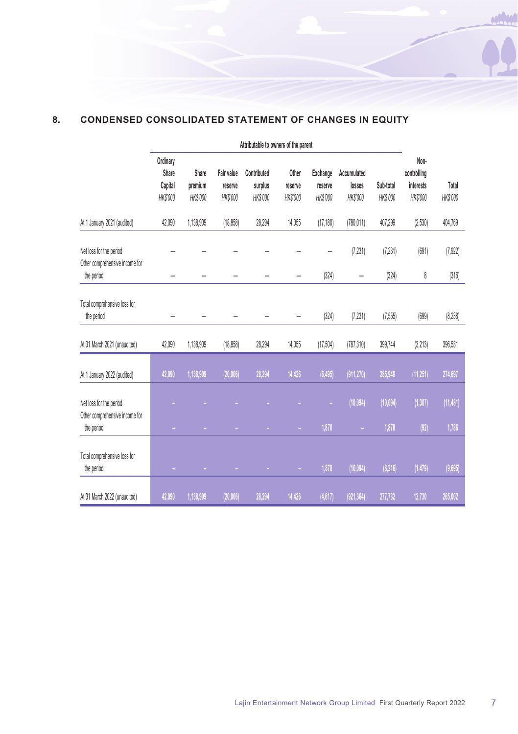## 8. CONDENSED CONSOLIDATED STATEMENT OF CHANGES IN EQUITY

| | Attributable to owners of the parent | | | | | | | | | |
|---|---|---|---|---|---|---|---|---|---|---|
| | Ordinary Share Capital *HK$'000* | Share premium *HK$'000* | Fair value reserve *HK$'000* | Contributed surplus *HK$'000* | Other reserve *HK$'000* | Exchange reserve *HK$'000* | Accumulated losses *HK$'000* | Sub-total *HK$'000* | Non-controlling interests *HK$'000* | Total *HK$'000* |
| At 1 January 2021 (audited) | 42,090 | 1,138,909 | (18,858) | 28,294 | 14,055 | (17,180) | (780,011) | 407,299 | (2,530) | 404,769 |
| Net loss for the period | – | – | – | – | – | – | (7,231) | (7,231) | (691) | (7,922) |
| Other comprehensive income for the period | – | – | – | – | – | (324) | – | (324) | 8 | (316) |
| Total comprehensive loss for the period | – | – | – | – | – | (324) | (7,231) | (7,555) | (699) | (8,238) |
| At 31 March 2021 (unaudited) | 42,090 | 1,138,909 | (18,858) | 28,294 | 14,055 | (17,504) | (787,310) | 399,744 | (3,213) | 396,531 |
| At 1 January 2022 (audited) | 42,090 | 1,138,909 | (20,006) | 28,294 | 14,426 | (6,495) | (911,270) | 285,948 | (11,251) | 274,697 |
| Net loss for the period | – | – | – | – | – | – | (10,094) | (10,094) | (1,387) | (11,481) |
| Other comprehensive income for the period | – | – | – | – | – | 1,878 | – | 1,878 | (92) | 1,786 |
| Total comprehensive loss for the period | – | – | – | – | – | 1,878 | (10,094) | (8,216) | (1,479) | (9,695) |
| At 31 March 2022 (unaudited) | 42,090 | 1,138,909 | (20,006) | 28,294 | 14,426 | (4,617) | (921,364) | 277,732 | 12,730 | 265,002 |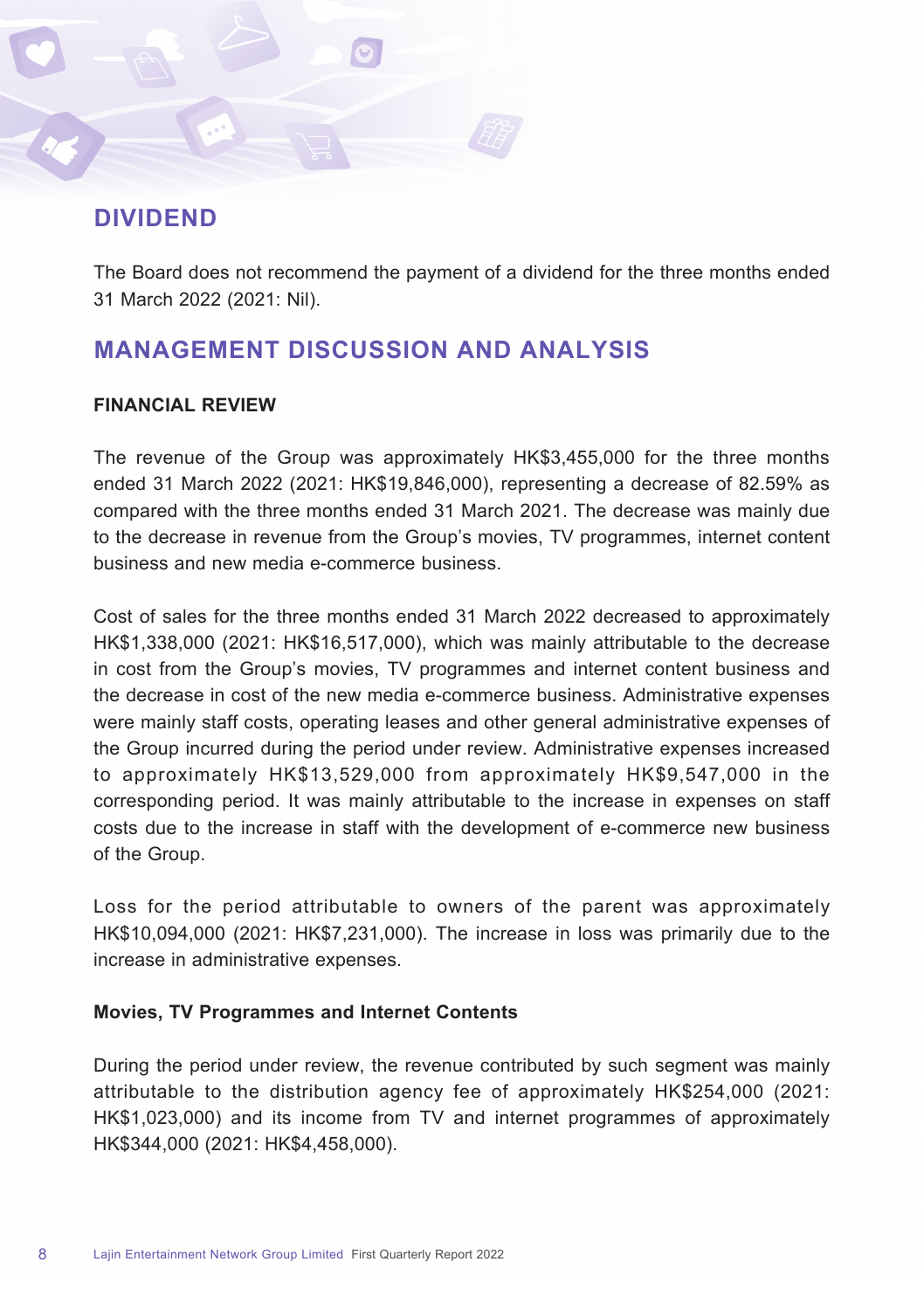## DIVIDEND

The Board does not recommend the payment of a dividend for the three months ended 31 March 2022 (2021: Nil).

## MANAGEMENT DISCUSSION AND ANALYSIS

### FINANCIAL REVIEW

The revenue of the Group was approximately HK$3,455,000 for the three months ended 31 March 2022 (2021: HK$19,846,000), representing a decrease of 82.59% as compared with the three months ended 31 March 2021. The decrease was mainly due to the decrease in revenue from the Group's movies, TV programmes, internet content business and new media e-commerce business.

Cost of sales for the three months ended 31 March 2022 decreased to approximately HK$1,338,000 (2021: HK$16,517,000), which was mainly attributable to the decrease in cost from the Group's movies, TV programmes and internet content business and the decrease in cost of the new media e-commerce business. Administrative expenses were mainly staff costs, operating leases and other general administrative expenses of the Group incurred during the period under review. Administrative expenses increased to approximately HK$13,529,000 from approximately HK$9,547,000 in the corresponding period. It was mainly attributable to the increase in expenses on staff costs due to the increase in staff with the development of e-commerce new business of the Group.

Loss for the period attributable to owners of the parent was approximately HK$10,094,000 (2021: HK$7,231,000). The increase in loss was primarily due to the increase in administrative expenses.

### Movies, TV Programmes and Internet Contents

During the period under review, the revenue contributed by such segment was mainly attributable to the distribution agency fee of approximately HK$254,000 (2021: HK$1,023,000) and its income from TV and internet programmes of approximately HK$344,000 (2021: HK$4,458,000).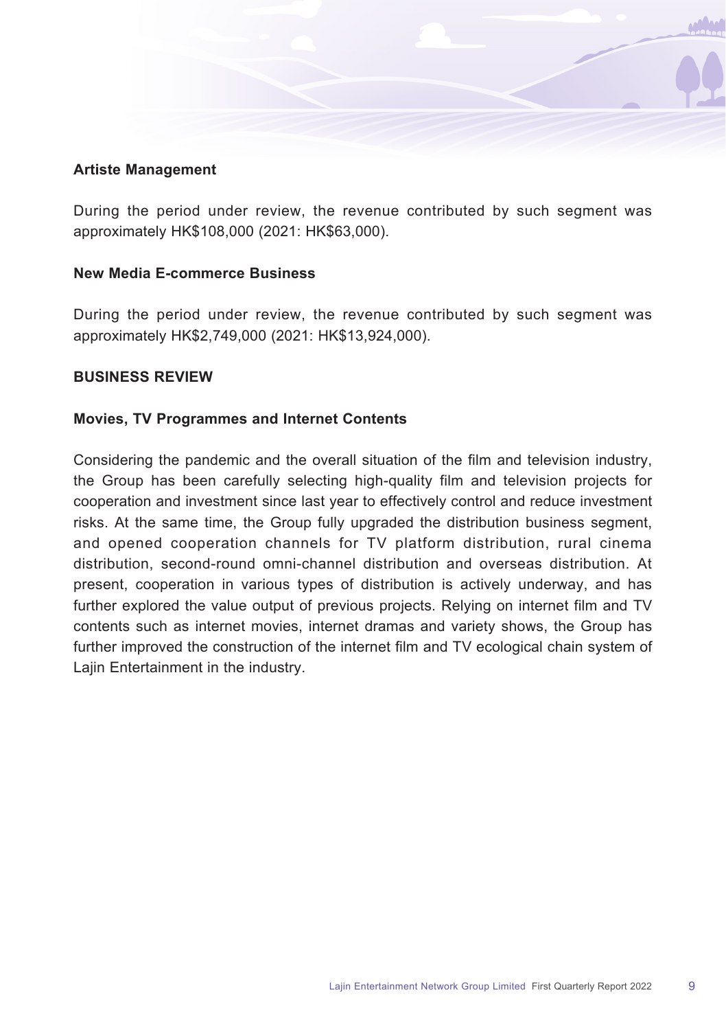### Artiste Management

During the period under review, the revenue contributed by such segment was approximately HK$108,000 (2021: HK$63,000).

### New Media E-commerce Business

During the period under review, the revenue contributed by such segment was approximately HK$2,749,000 (2021: HK$13,924,000).

## BUSINESS REVIEW

### Movies, TV Programmes and Internet Contents

Considering the pandemic and the overall situation of the film and television industry, the Group has been carefully selecting high-quality film and television projects for cooperation and investment since last year to effectively control and reduce investment risks. At the same time, the Group fully upgraded the distribution business segment, and opened cooperation channels for TV platform distribution, rural cinema distribution, second-round omni-channel distribution and overseas distribution. At present, cooperation in various types of distribution is actively underway, and has further explored the value output of previous projects. Relying on internet film and TV contents such as internet movies, internet dramas and variety shows, the Group has further improved the construction of the internet film and TV ecological chain system of Lajin Entertainment in the industry.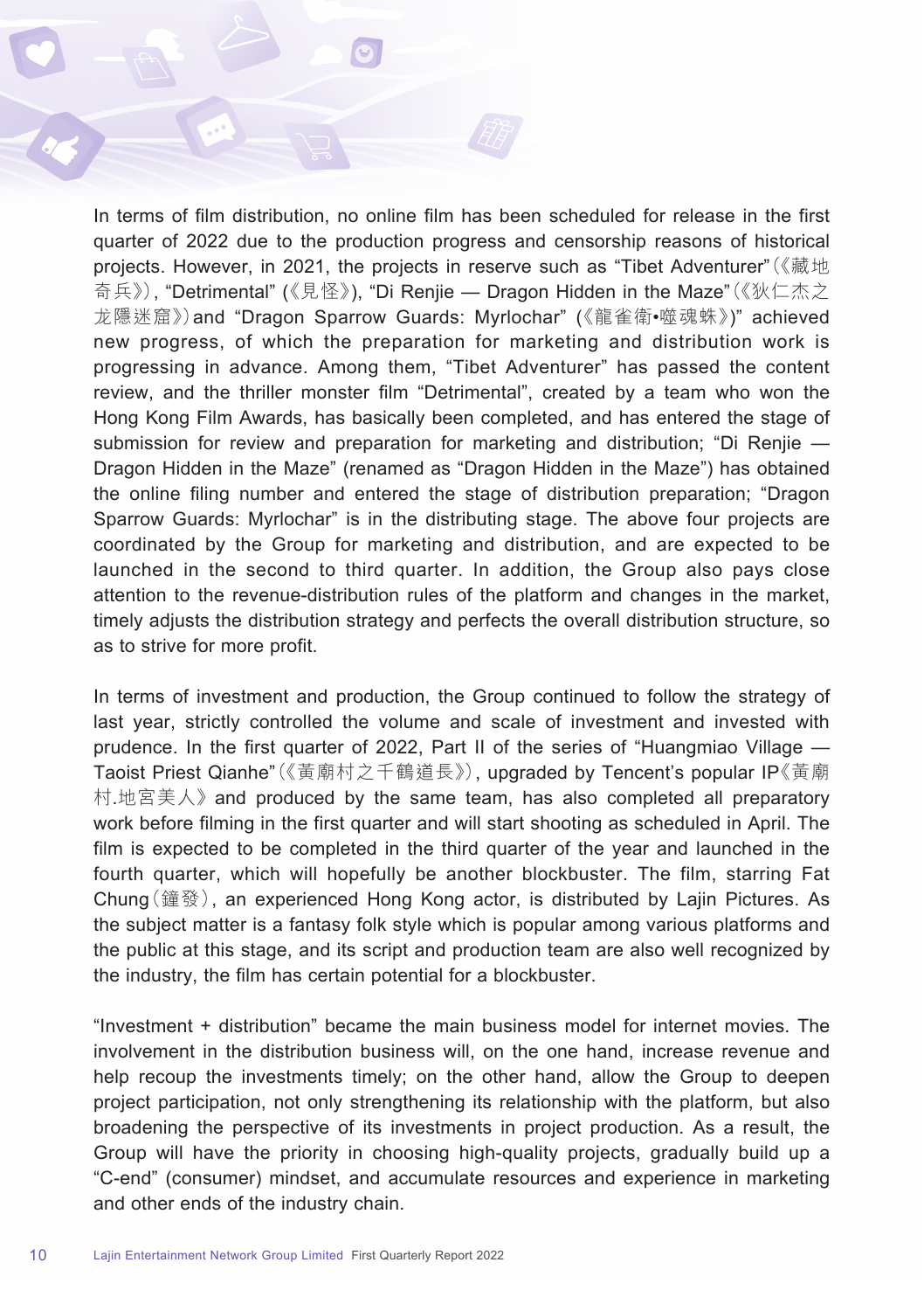In terms of film distribution, no online film has been scheduled for release in the first quarter of 2022 due to the production progress and censorship reasons of historical projects. However, in 2021, the projects in reserve such as "Tibet Adventurer"(《藏地奇兵》), "Detrimental" (《見怪》), "Di Renjie — Dragon Hidden in the Maze"(《狄仁杰之龙隱迷窟》) and "Dragon Sparrow Guards: Myrlochar" (《龍雀衛•噬魂蛛》)" achieved new progress, of which the preparation for marketing and distribution work is progressing in advance. Among them, "Tibet Adventurer" has passed the content review, and the thriller monster film "Detrimental", created by a team who won the Hong Kong Film Awards, has basically been completed, and has entered the stage of submission for review and preparation for marketing and distribution; "Di Renjie — Dragon Hidden in the Maze" (renamed as "Dragon Hidden in the Maze") has obtained the online filing number and entered the stage of distribution preparation; "Dragon Sparrow Guards: Myrlochar" is in the distributing stage. The above four projects are coordinated by the Group for marketing and distribution, and are expected to be launched in the second to third quarter. In addition, the Group also pays close attention to the revenue-distribution rules of the platform and changes in the market, timely adjusts the distribution strategy and perfects the overall distribution structure, so as to strive for more profit.

In terms of investment and production, the Group continued to follow the strategy of last year, strictly controlled the volume and scale of investment and invested with prudence. In the first quarter of 2022, Part II of the series of "Huangmiao Village — Taoist Priest Qianhe"(《黃廟村之千鶴道長》), upgraded by Tencent's popular IP《黃廟村.地宮美人》 and produced by the same team, has also completed all preparatory work before filming in the first quarter and will start shooting as scheduled in April. The film is expected to be completed in the third quarter of the year and launched in the fourth quarter, which will hopefully be another blockbuster. The film, starring Fat Chung(鐘發), an experienced Hong Kong actor, is distributed by Lajin Pictures. As the subject matter is a fantasy folk style which is popular among various platforms and the public at this stage, and its script and production team are also well recognized by the industry, the film has certain potential for a blockbuster.

"Investment + distribution" became the main business model for internet movies. The involvement in the distribution business will, on the one hand, increase revenue and help recoup the investments timely; on the other hand, allow the Group to deepen project participation, not only strengthening its relationship with the platform, but also broadening the perspective of its investments in project production. As a result, the Group will have the priority in choosing high-quality projects, gradually build up a "C-end" (consumer) mindset, and accumulate resources and experience in marketing and other ends of the industry chain.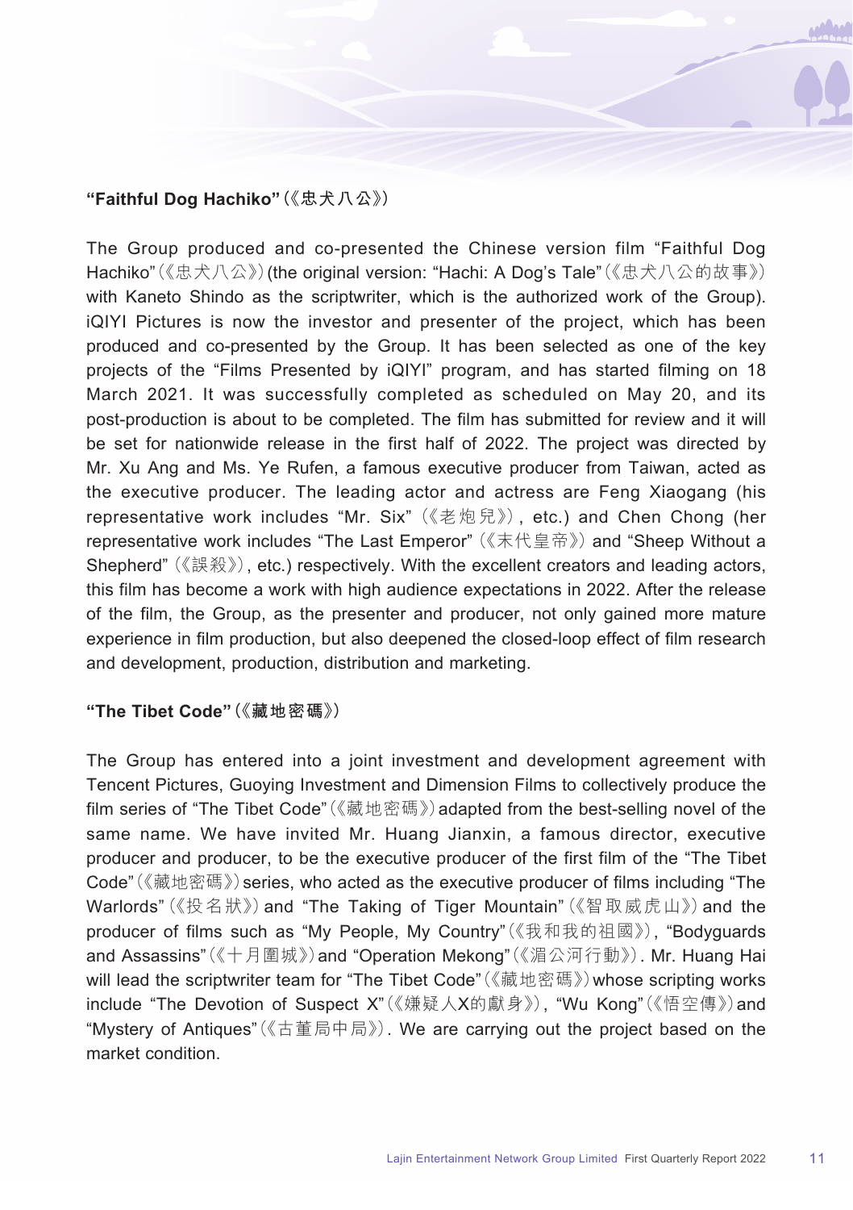**"Faithful Dog Hachiko"(《忠犬八公》)**

The Group produced and co-presented the Chinese version film "Faithful Dog Hachiko"(《忠犬八公》)(the original version: "Hachi: A Dog's Tale"(《忠犬八公的故事》) with Kaneto Shindo as the scriptwriter, which is the authorized work of the Group). iQIYI Pictures is now the investor and presenter of the project, which has been produced and co-presented by the Group. It has been selected as one of the key projects of the "Films Presented by iQIYI" program, and has started filming on 18 March 2021. It was successfully completed as scheduled on May 20, and its post-production is about to be completed. The film has submitted for review and it will be set for nationwide release in the first half of 2022. The project was directed by Mr. Xu Ang and Ms. Ye Rufen, a famous executive producer from Taiwan, acted as the executive producer. The leading actor and actress are Feng Xiaogang (his representative work includes "Mr. Six" (《老炮兒》), etc.) and Chen Chong (her representative work includes "The Last Emperor" (《末代皇帝》) and "Sheep Without a Shepherd" (《誤殺》), etc.) respectively. With the excellent creators and leading actors, this film has become a work with high audience expectations in 2022. After the release of the film, the Group, as the presenter and producer, not only gained more mature experience in film production, but also deepened the closed-loop effect of film research and development, production, distribution and marketing.

**"The Tibet Code"(《藏地密碼》)**

The Group has entered into a joint investment and development agreement with Tencent Pictures, Guoying Investment and Dimension Films to collectively produce the film series of "The Tibet Code"(《藏地密碼》) adapted from the best-selling novel of the same name. We have invited Mr. Huang Jianxin, a famous director, executive producer and producer, to be the executive producer of the first film of the "The Tibet Code"(《藏地密碼》) series, who acted as the executive producer of films including "The Warlords" (《投名狀》) and "The Taking of Tiger Mountain" (《智取威虎山》) and the producer of films such as "My People, My Country"(《我和我的祖國》), "Bodyguards and Assassins"(《十月圍城》) and "Operation Mekong"(《湄公河行動》). Mr. Huang Hai will lead the scriptwriter team for "The Tibet Code"(《藏地密碼》) whose scripting works include "The Devotion of Suspect X"(《嫌疑人X的獻身》), "Wu Kong"(《悟空傳》) and "Mystery of Antiques"(《古董局中局》). We are carrying out the project based on the market condition.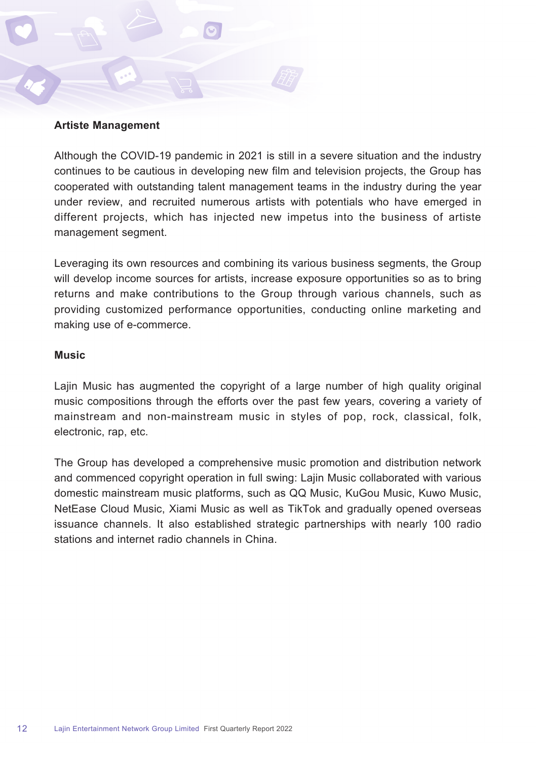**Artiste Management**

Although the COVID-19 pandemic in 2021 is still in a severe situation and the industry continues to be cautious in developing new film and television projects, the Group has cooperated with outstanding talent management teams in the industry during the year under review, and recruited numerous artists with potentials who have emerged in different projects, which has injected new impetus into the business of artiste management segment.

Leveraging its own resources and combining its various business segments, the Group will develop income sources for artists, increase exposure opportunities so as to bring returns and make contributions to the Group through various channels, such as providing customized performance opportunities, conducting online marketing and making use of e-commerce.

**Music**

Lajin Music has augmented the copyright of a large number of high quality original music compositions through the efforts over the past few years, covering a variety of mainstream and non-mainstream music in styles of pop, rock, classical, folk, electronic, rap, etc.

The Group has developed a comprehensive music promotion and distribution network and commenced copyright operation in full swing: Lajin Music collaborated with various domestic mainstream music platforms, such as QQ Music, KuGou Music, Kuwo Music, NetEase Cloud Music, Xiami Music as well as TikTok and gradually opened overseas issuance channels. It also established strategic partnerships with nearly 100 radio stations and internet radio channels in China.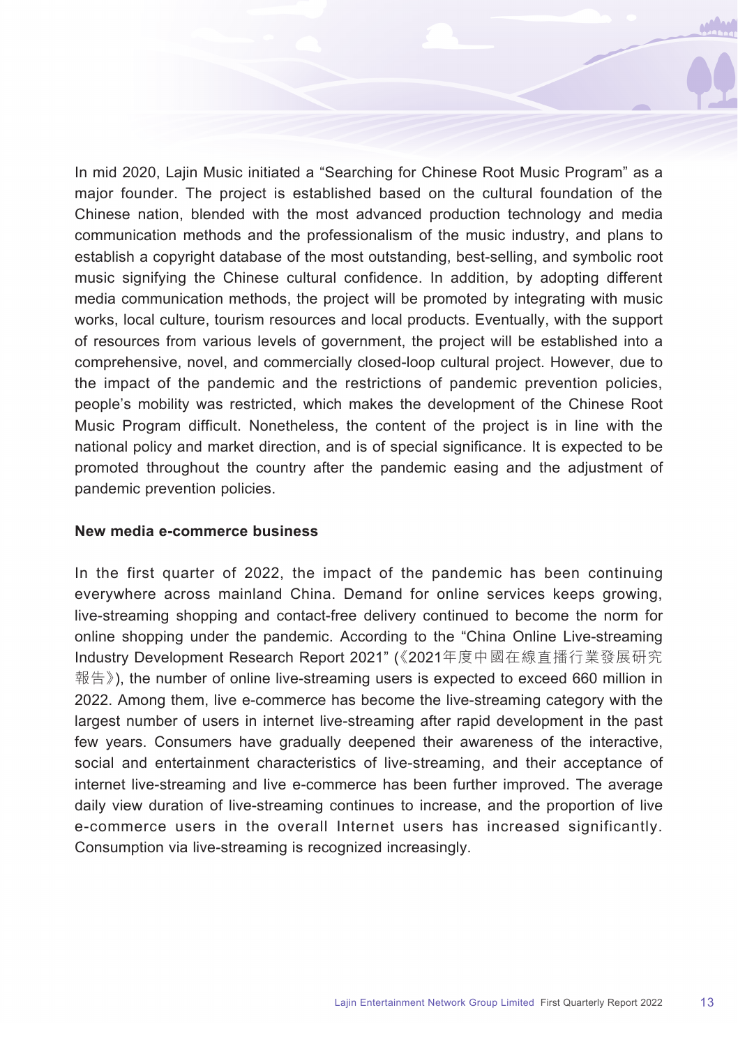In mid 2020, Lajin Music initiated a "Searching for Chinese Root Music Program" as a major founder. The project is established based on the cultural foundation of the Chinese nation, blended with the most advanced production technology and media communication methods and the professionalism of the music industry, and plans to establish a copyright database of the most outstanding, best-selling, and symbolic root music signifying the Chinese cultural confidence. In addition, by adopting different media communication methods, the project will be promoted by integrating with music works, local culture, tourism resources and local products. Eventually, with the support of resources from various levels of government, the project will be established into a comprehensive, novel, and commercially closed-loop cultural project. However, due to the impact of the pandemic and the restrictions of pandemic prevention policies, people's mobility was restricted, which makes the development of the Chinese Root Music Program difficult. Nonetheless, the content of the project is in line with the national policy and market direction, and is of special significance. It is expected to be promoted throughout the country after the pandemic easing and the adjustment of pandemic prevention policies.

**New media e-commerce business**

In the first quarter of 2022, the impact of the pandemic has been continuing everywhere across mainland China. Demand for online services keeps growing, live-streaming shopping and contact-free delivery continued to become the norm for online shopping under the pandemic. According to the "China Online Live-streaming Industry Development Research Report 2021" (《2021年度中國在線直播行業發展研究報告》), the number of online live-streaming users is expected to exceed 660 million in 2022. Among them, live e-commerce has become the live-streaming category with the largest number of users in internet live-streaming after rapid development in the past few years. Consumers have gradually deepened their awareness of the interactive, social and entertainment characteristics of live-streaming, and their acceptance of internet live-streaming and live e-commerce has been further improved. The average daily view duration of live-streaming continues to increase, and the proportion of live e-commerce users in the overall Internet users has increased significantly. Consumption via live-streaming is recognized increasingly.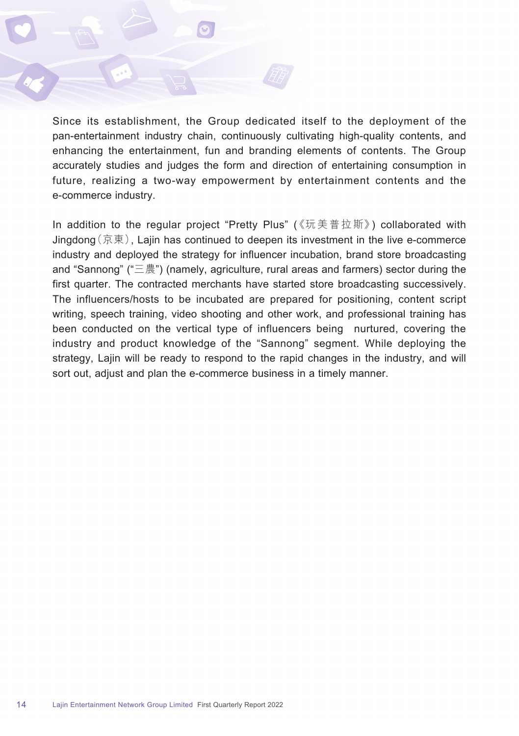Since its establishment, the Group dedicated itself to the deployment of the pan-entertainment industry chain, continuously cultivating high-quality contents, and enhancing the entertainment, fun and branding elements of contents. The Group accurately studies and judges the form and direction of entertaining consumption in future, realizing a two-way empowerment by entertainment contents and the e-commerce industry.

In addition to the regular project "Pretty Plus" (《玩美普拉斯》) collaborated with Jingdong (京東), Lajin has continued to deepen its investment in the live e-commerce industry and deployed the strategy for influencer incubation, brand store broadcasting and "Sannong" ("三農") (namely, agriculture, rural areas and farmers) sector during the first quarter. The contracted merchants have started store broadcasting successively. The influencers/hosts to be incubated are prepared for positioning, content script writing, speech training, video shooting and other work, and professional training has been conducted on the vertical type of influencers being nurtured, covering the industry and product knowledge of the "Sannong" segment. While deploying the strategy, Lajin will be ready to respond to the rapid changes in the industry, and will sort out, adjust and plan the e-commerce business in a timely manner.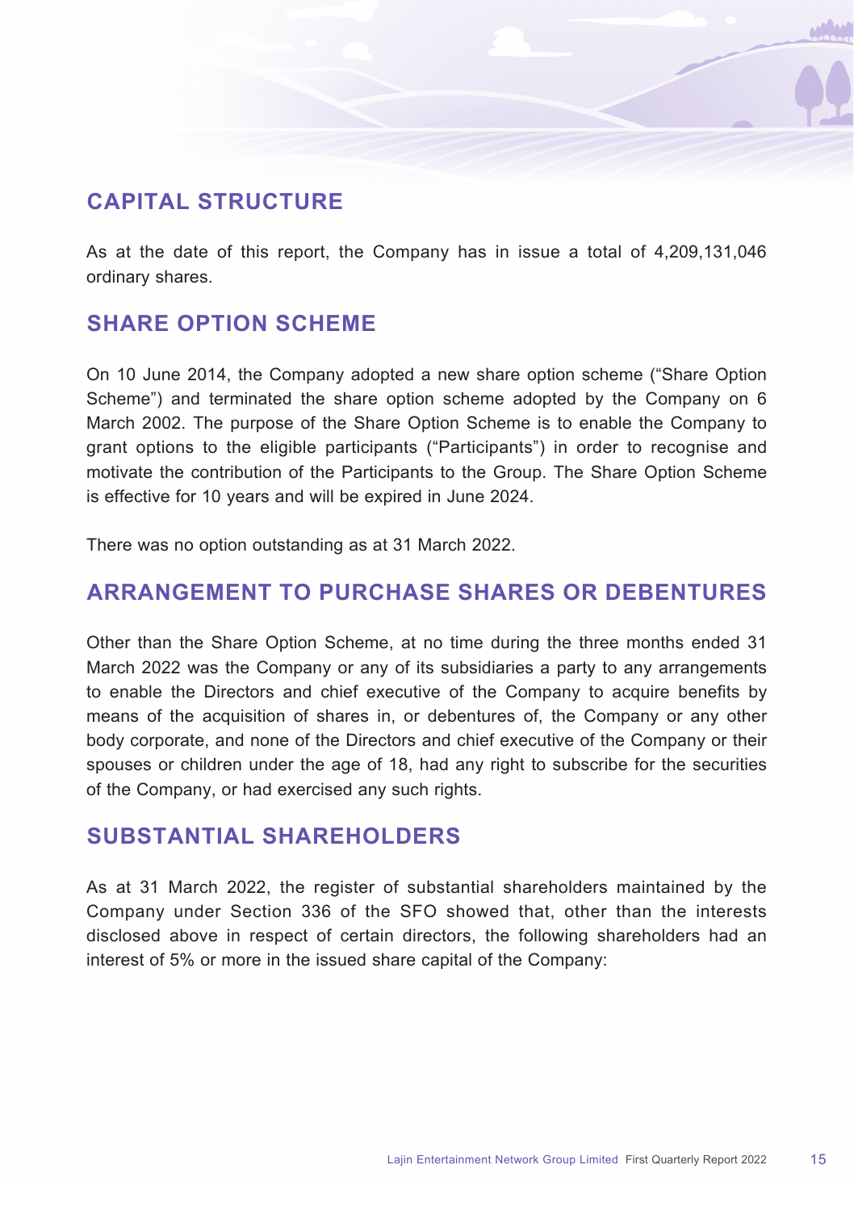## CAPITAL STRUCTURE

As at the date of this report, the Company has in issue a total of 4,209,131,046 ordinary shares.

## SHARE OPTION SCHEME

On 10 June 2014, the Company adopted a new share option scheme ("Share Option Scheme") and terminated the share option scheme adopted by the Company on 6 March 2002. The purpose of the Share Option Scheme is to enable the Company to grant options to the eligible participants ("Participants") in order to recognise and motivate the contribution of the Participants to the Group. The Share Option Scheme is effective for 10 years and will be expired in June 2024.

There was no option outstanding as at 31 March 2022.

## ARRANGEMENT TO PURCHASE SHARES OR DEBENTURES

Other than the Share Option Scheme, at no time during the three months ended 31 March 2022 was the Company or any of its subsidiaries a party to any arrangements to enable the Directors and chief executive of the Company to acquire benefits by means of the acquisition of shares in, or debentures of, the Company or any other body corporate, and none of the Directors and chief executive of the Company or their spouses or children under the age of 18, had any right to subscribe for the securities of the Company, or had exercised any such rights.

## SUBSTANTIAL SHAREHOLDERS

As at 31 March 2022, the register of substantial shareholders maintained by the Company under Section 336 of the SFO showed that, other than the interests disclosed above in respect of certain directors, the following shareholders had an interest of 5% or more in the issued share capital of the Company: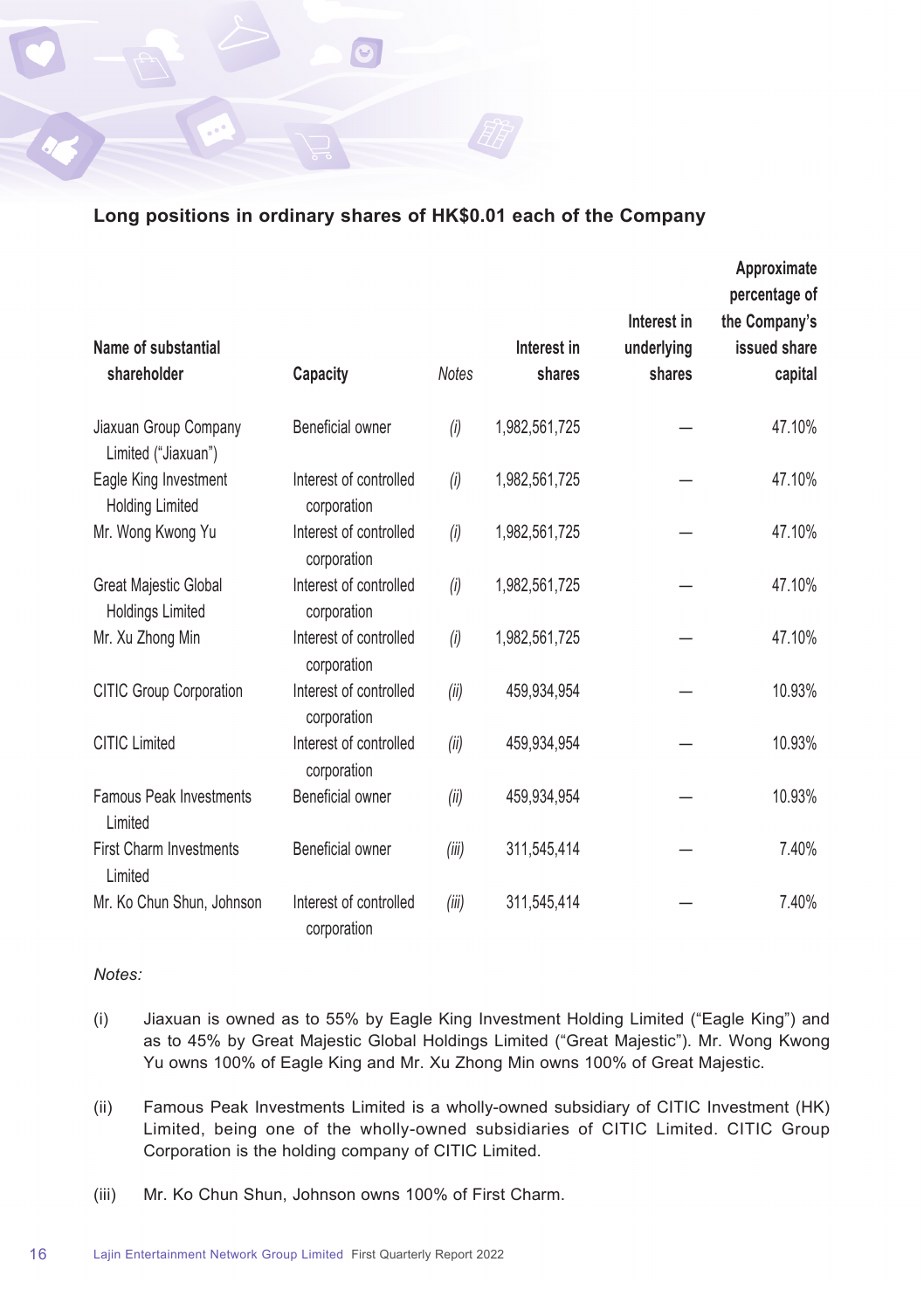### Long positions in ordinary shares of HK$0.01 each of the Company

| Name of substantial shareholder | Capacity | Notes | Interest in shares | Interest in underlying shares | Approximate percentage of the Company's issued share capital |
|---|---|---|---|---|---|
| Jiaxuan Group Company Limited ("Jiaxuan") | Beneficial owner | *(i)* | 1,982,561,725 | — | 47.10% |
| Eagle King Investment Holding Limited | Interest of controlled corporation | *(i)* | 1,982,561,725 | — | 47.10% |
| Mr. Wong Kwong Yu | Interest of controlled corporation | *(i)* | 1,982,561,725 | — | 47.10% |
| Great Majestic Global Holdings Limited | Interest of controlled corporation | *(i)* | 1,982,561,725 | — | 47.10% |
| Mr. Xu Zhong Min | Interest of controlled corporation | *(i)* | 1,982,561,725 | — | 47.10% |
| CITIC Group Corporation | Interest of controlled corporation | *(ii)* | 459,934,954 | — | 10.93% |
| CITIC Limited | Interest of controlled corporation | *(ii)* | 459,934,954 | — | 10.93% |
| Famous Peak Investments Limited | Beneficial owner | *(ii)* | 459,934,954 | — | 10.93% |
| First Charm Investments Limited | Beneficial owner | *(iii)* | 311,545,414 | — | 7.40% |
| Mr. Ko Chun Shun, Johnson | Interest of controlled corporation | *(iii)* | 311,545,414 | — | 7.40% |

*Notes:*

(i) Jiaxuan is owned as to 55% by Eagle King Investment Holding Limited ("Eagle King") and as to 45% by Great Majestic Global Holdings Limited ("Great Majestic"). Mr. Wong Kwong Yu owns 100% of Eagle King and Mr. Xu Zhong Min owns 100% of Great Majestic.

(ii) Famous Peak Investments Limited is a wholly-owned subsidiary of CITIC Investment (HK) Limited, being one of the wholly-owned subsidiaries of CITIC Limited. CITIC Group Corporation is the holding company of CITIC Limited.

(iii) Mr. Ko Chun Shun, Johnson owns 100% of First Charm.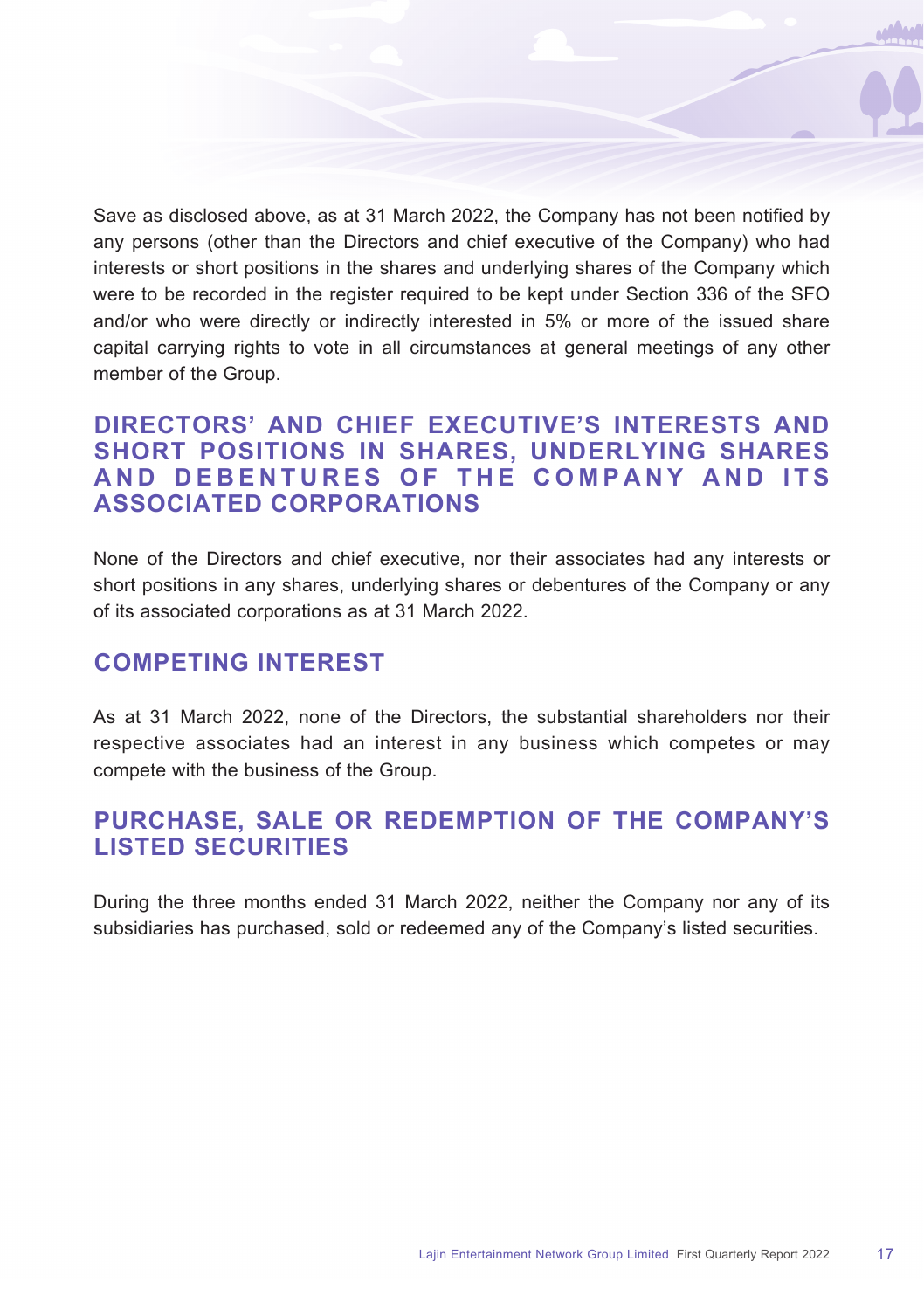Save as disclosed above, as at 31 March 2022, the Company has not been notified by any persons (other than the Directors and chief executive of the Company) who had interests or short positions in the shares and underlying shares of the Company which were to be recorded in the register required to be kept under Section 336 of the SFO and/or who were directly or indirectly interested in 5% or more of the issued share capital carrying rights to vote in all circumstances at general meetings of any other member of the Group.

## DIRECTORS' AND CHIEF EXECUTIVE'S INTERESTS AND SHORT POSITIONS IN SHARES, UNDERLYING SHARES AND DEBENTURES OF THE COMPANY AND ITS ASSOCIATED CORPORATIONS

None of the Directors and chief executive, nor their associates had any interests or short positions in any shares, underlying shares or debentures of the Company or any of its associated corporations as at 31 March 2022.

## COMPETING INTEREST

As at 31 March 2022, none of the Directors, the substantial shareholders nor their respective associates had an interest in any business which competes or may compete with the business of the Group.

## PURCHASE, SALE OR REDEMPTION OF THE COMPANY'S LISTED SECURITIES

During the three months ended 31 March 2022, neither the Company nor any of its subsidiaries has purchased, sold or redeemed any of the Company's listed securities.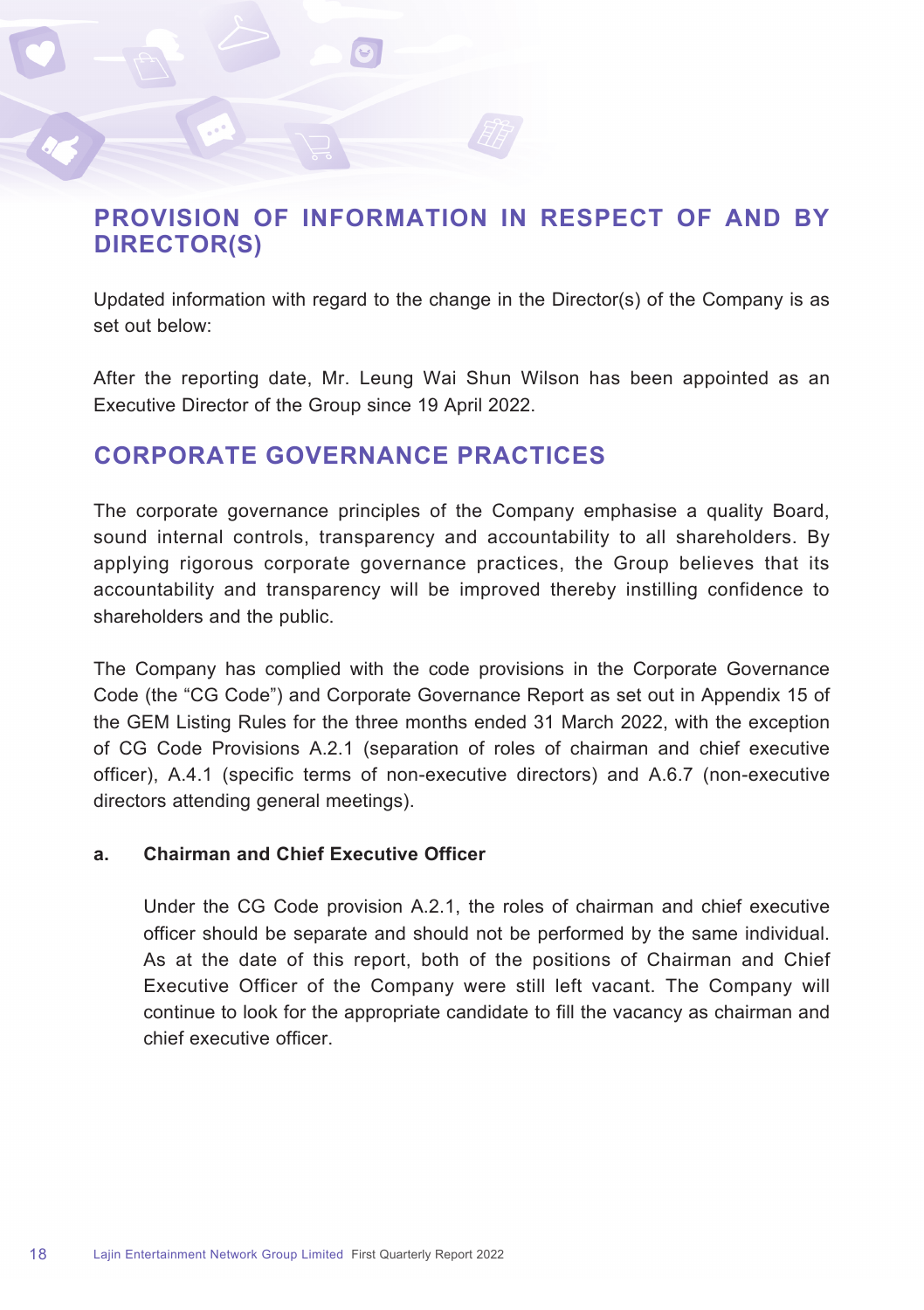## PROVISION OF INFORMATION IN RESPECT OF AND BY DIRECTOR(S)

Updated information with regard to the change in the Director(s) of the Company is as set out below:

After the reporting date, Mr. Leung Wai Shun Wilson has been appointed as an Executive Director of the Group since 19 April 2022.

## CORPORATE GOVERNANCE PRACTICES

The corporate governance principles of the Company emphasise a quality Board, sound internal controls, transparency and accountability to all shareholders. By applying rigorous corporate governance practices, the Group believes that its accountability and transparency will be improved thereby instilling confidence to shareholders and the public.

The Company has complied with the code provisions in the Corporate Governance Code (the "CG Code") and Corporate Governance Report as set out in Appendix 15 of the GEM Listing Rules for the three months ended 31 March 2022, with the exception of CG Code Provisions A.2.1 (separation of roles of chairman and chief executive officer), A.4.1 (specific terms of non-executive directors) and A.6.7 (non-executive directors attending general meetings).

### a. Chairman and Chief Executive Officer

Under the CG Code provision A.2.1, the roles of chairman and chief executive officer should be separate and should not be performed by the same individual. As at the date of this report, both of the positions of Chairman and Chief Executive Officer of the Company were still left vacant. The Company will continue to look for the appropriate candidate to fill the vacancy as chairman and chief executive officer.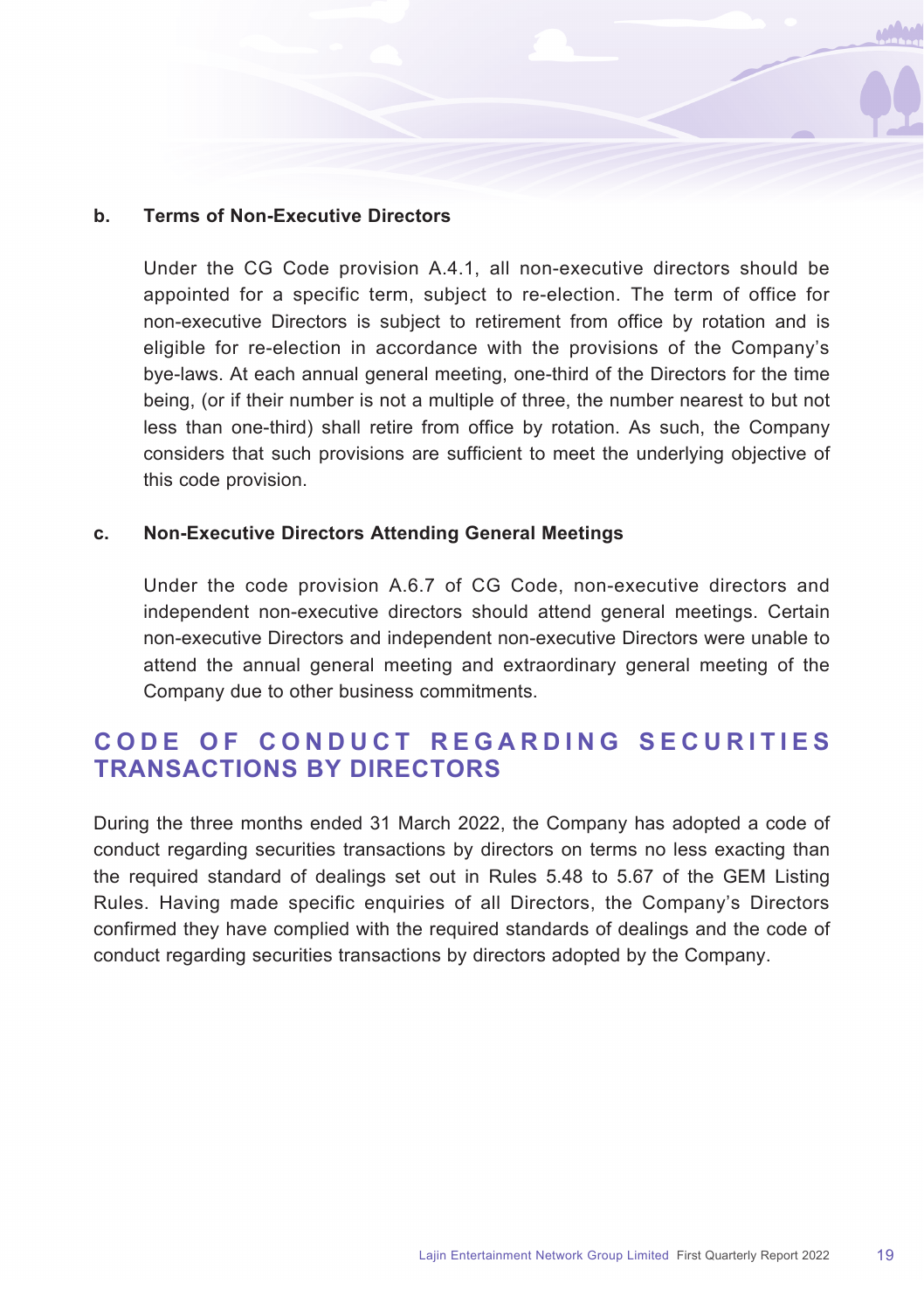**b. Terms of Non-Executive Directors**

Under the CG Code provision A.4.1, all non-executive directors should be appointed for a specific term, subject to re-election. The term of office for non-executive Directors is subject to retirement from office by rotation and is eligible for re-election in accordance with the provisions of the Company's bye-laws. At each annual general meeting, one-third of the Directors for the time being, (or if their number is not a multiple of three, the number nearest to but not less than one-third) shall retire from office by rotation. As such, the Company considers that such provisions are sufficient to meet the underlying objective of this code provision.

**c. Non-Executive Directors Attending General Meetings**

Under the code provision A.6.7 of CG Code, non-executive directors and independent non-executive directors should attend general meetings. Certain non-executive Directors and independent non-executive Directors were unable to attend the annual general meeting and extraordinary general meeting of the Company due to other business commitments.

## CODE OF CONDUCT REGARDING SECURITIES TRANSACTIONS BY DIRECTORS

During the three months ended 31 March 2022, the Company has adopted a code of conduct regarding securities transactions by directors on terms no less exacting than the required standard of dealings set out in Rules 5.48 to 5.67 of the GEM Listing Rules. Having made specific enquiries of all Directors, the Company's Directors confirmed they have complied with the required standards of dealings and the code of conduct regarding securities transactions by directors adopted by the Company.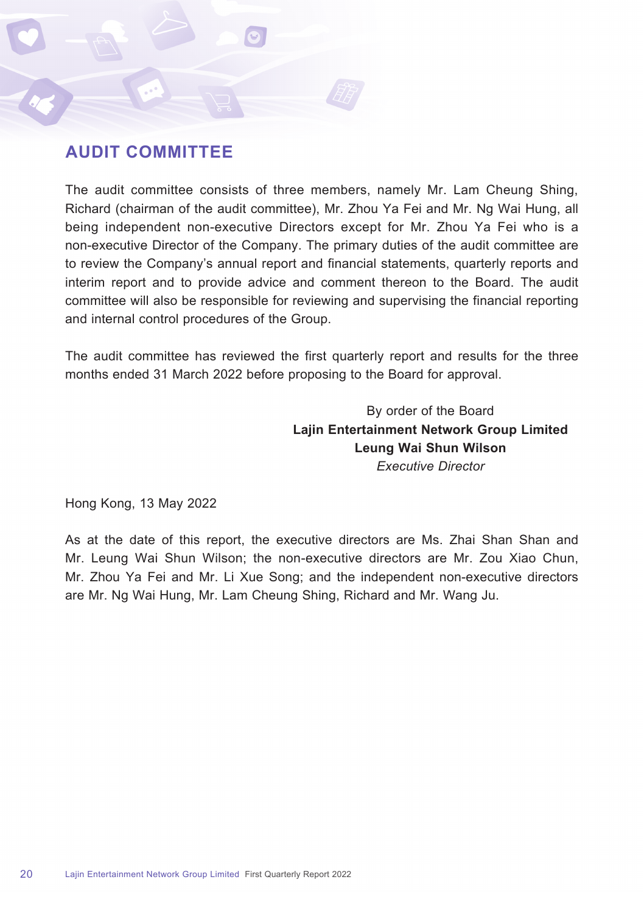## AUDIT COMMITTEE

The audit committee consists of three members, namely Mr. Lam Cheung Shing, Richard (chairman of the audit committee), Mr. Zhou Ya Fei and Mr. Ng Wai Hung, all being independent non-executive Directors except for Mr. Zhou Ya Fei who is a non-executive Director of the Company. The primary duties of the audit committee are to review the Company's annual report and financial statements, quarterly reports and interim report and to provide advice and comment thereon to the Board. The audit committee will also be responsible for reviewing and supervising the financial reporting and internal control procedures of the Group.

The audit committee has reviewed the first quarterly report and results for the three months ended 31 March 2022 before proposing to the Board for approval.

By order of the Board
**Lajin Entertainment Network Group Limited**
**Leung Wai Shun Wilson**
*Executive Director*

Hong Kong, 13 May 2022

As at the date of this report, the executive directors are Ms. Zhai Shan Shan and Mr. Leung Wai Shun Wilson; the non-executive directors are Mr. Zou Xiao Chun, Mr. Zhou Ya Fei and Mr. Li Xue Song; and the independent non-executive directors are Mr. Ng Wai Hung, Mr. Lam Cheung Shing, Richard and Mr. Wang Ju.